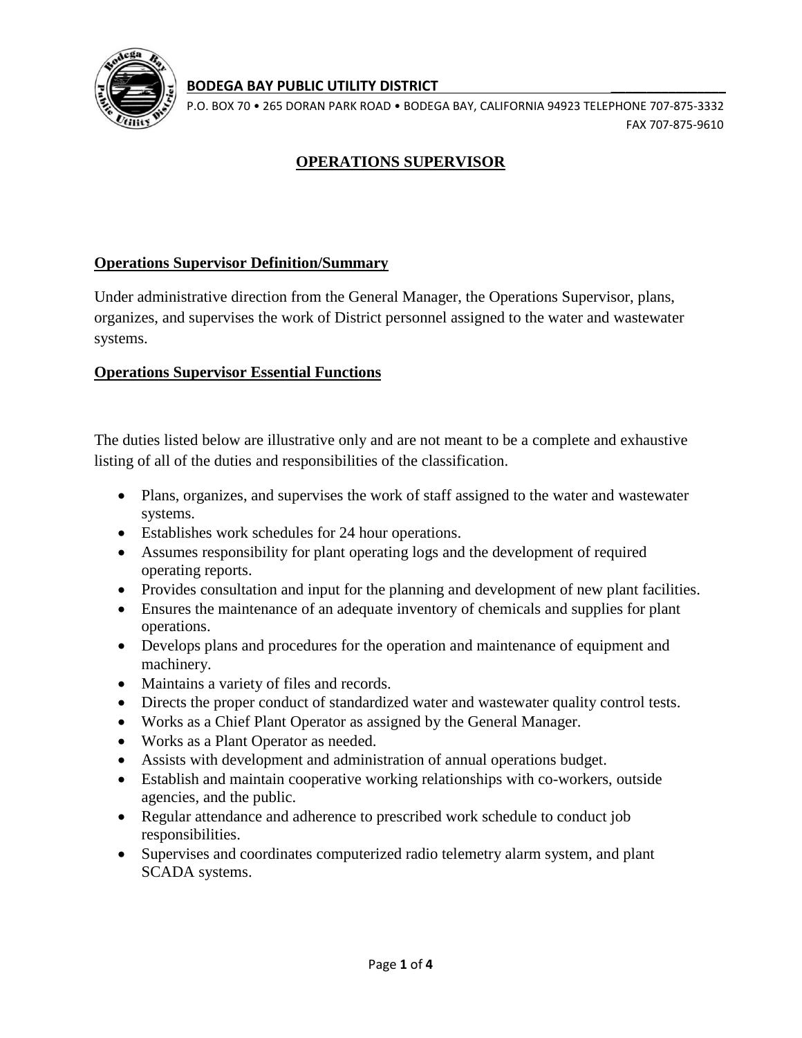**BODEGA BAY PUBLIC UTILITY DISTRICT**

P.O. BOX 70 • 265 DORAN PARK ROAD • BODEGA BAY, CALIFORNIA 94923 TELEPHONE 707-875-3332
FAX 707-875-9610

# OPERATIONS SUPERVISOR

## Operations Supervisor Definition/Summary

Under administrative direction from the General Manager, the Operations Supervisor, plans, organizes, and supervises the work of District personnel assigned to the water and wastewater systems.

## Operations Supervisor Essential Functions

The duties listed below are illustrative only and are not meant to be a complete and exhaustive listing of all of the duties and responsibilities of the classification.

- Plans, organizes, and supervises the work of staff assigned to the water and wastewater systems.
- Establishes work schedules for 24 hour operations.
- Assumes responsibility for plant operating logs and the development of required operating reports.
- Provides consultation and input for the planning and development of new plant facilities.
- Ensures the maintenance of an adequate inventory of chemicals and supplies for plant operations.
- Develops plans and procedures for the operation and maintenance of equipment and machinery.
- Maintains a variety of files and records.
- Directs the proper conduct of standardized water and wastewater quality control tests.
- Works as a Chief Plant Operator as assigned by the General Manager.
- Works as a Plant Operator as needed.
- Assists with development and administration of annual operations budget.
- Establish and maintain cooperative working relationships with co-workers, outside agencies, and the public.
- Regular attendance and adherence to prescribed work schedule to conduct job responsibilities.
- Supervises and coordinates computerized radio telemetry alarm system, and plant SCADA systems.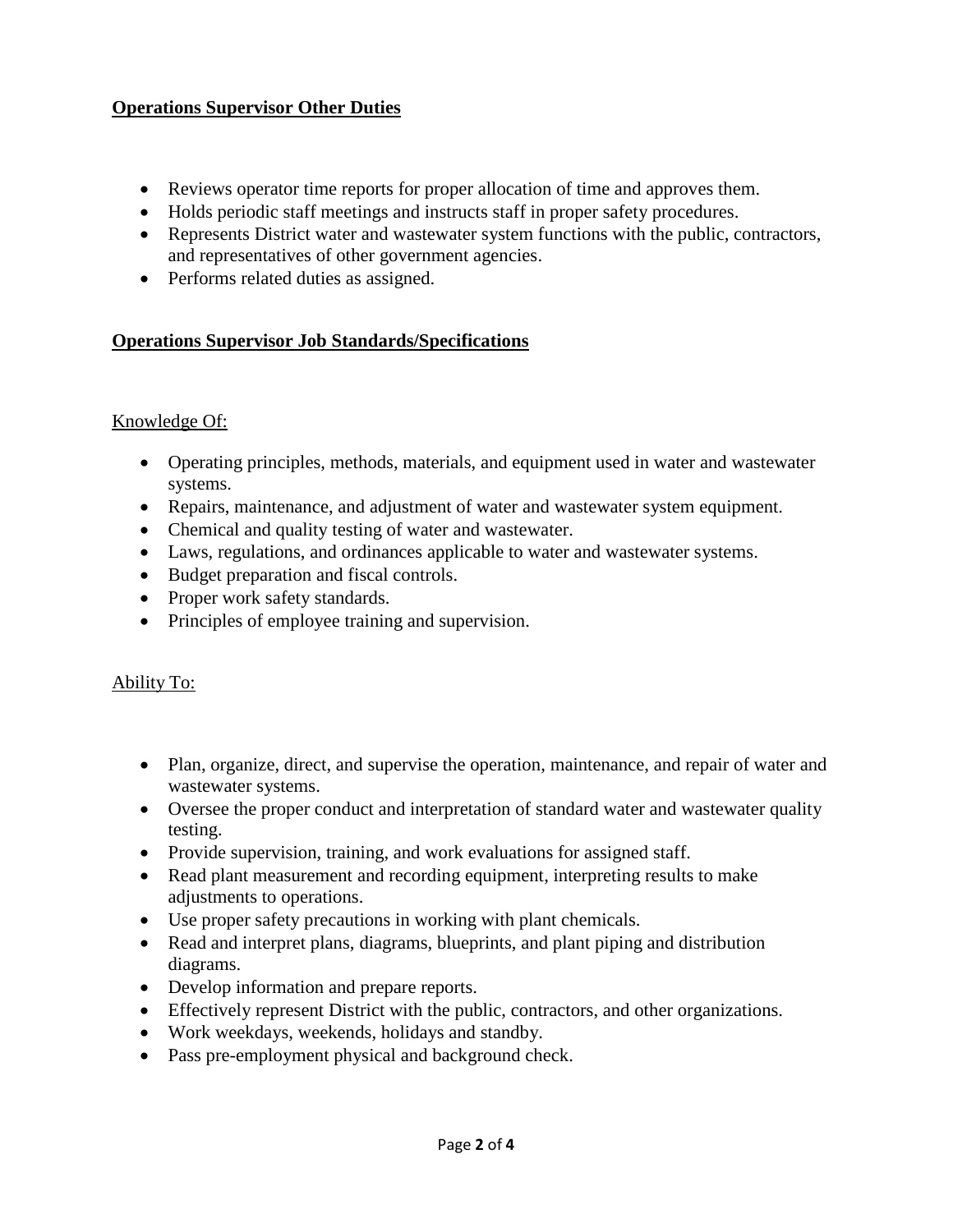## **Operations Supervisor Other Duties**

- Reviews operator time reports for proper allocation of time and approves them.
- Holds periodic staff meetings and instructs staff in proper safety procedures.
- Represents District water and wastewater system functions with the public, contractors, and representatives of other government agencies.
- Performs related duties as assigned.

## **Operations Supervisor Job Standards/Specifications**

### Knowledge Of:

- Operating principles, methods, materials, and equipment used in water and wastewater systems.
- Repairs, maintenance, and adjustment of water and wastewater system equipment.
- Chemical and quality testing of water and wastewater.
- Laws, regulations, and ordinances applicable to water and wastewater systems.
- Budget preparation and fiscal controls.
- Proper work safety standards.
- Principles of employee training and supervision.

### Ability To:

- Plan, organize, direct, and supervise the operation, maintenance, and repair of water and wastewater systems.
- Oversee the proper conduct and interpretation of standard water and wastewater quality testing.
- Provide supervision, training, and work evaluations for assigned staff.
- Read plant measurement and recording equipment, interpreting results to make adjustments to operations.
- Use proper safety precautions in working with plant chemicals.
- Read and interpret plans, diagrams, blueprints, and plant piping and distribution diagrams.
- Develop information and prepare reports.
- Effectively represent District with the public, contractors, and other organizations.
- Work weekdays, weekends, holidays and standby.
- Pass pre-employment physical and background check.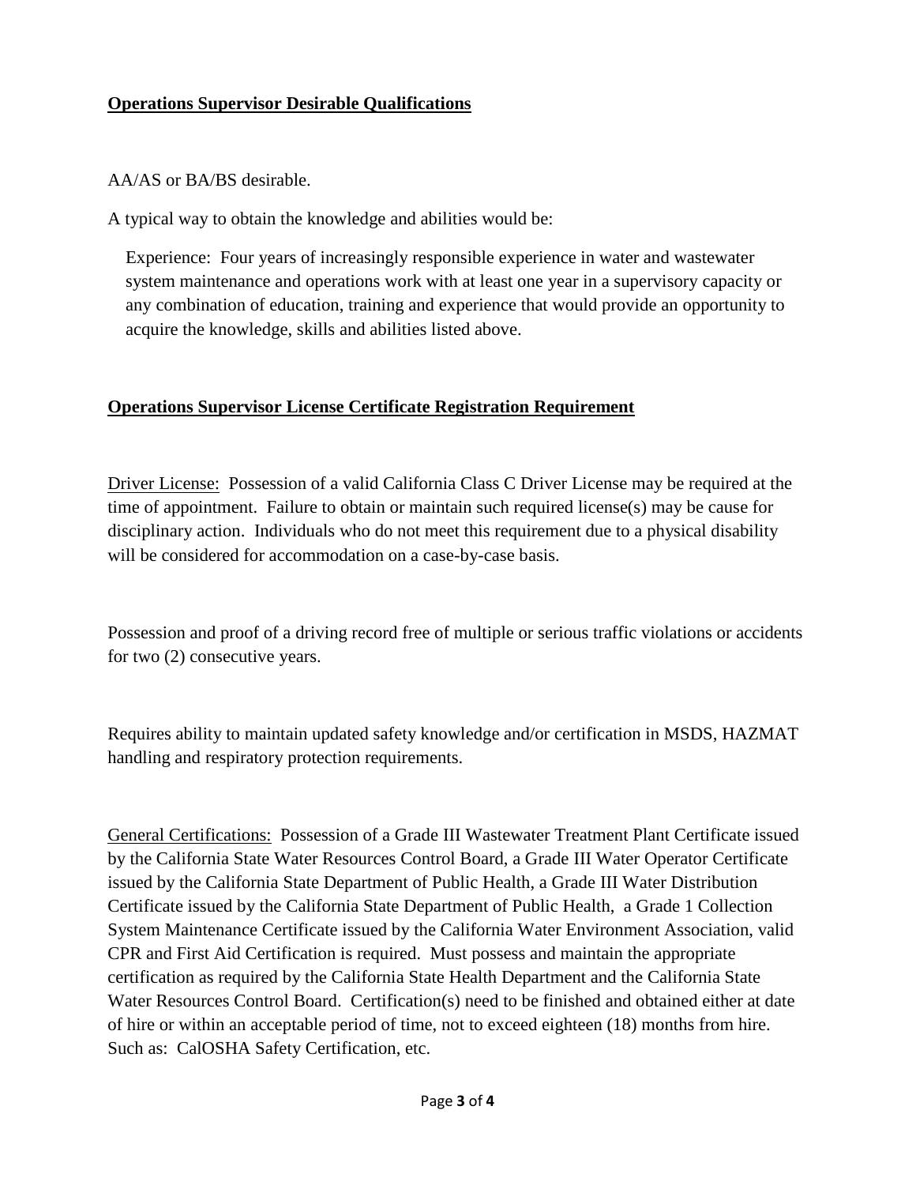## **Operations Supervisor Desirable Qualifications**

AA/AS or BA/BS desirable.

A typical way to obtain the knowledge and abilities would be:

Experience: Four years of increasingly responsible experience in water and wastewater system maintenance and operations work with at least one year in a supervisory capacity or any combination of education, training and experience that would provide an opportunity to acquire the knowledge, skills and abilities listed above.

## **Operations Supervisor License Certificate Registration Requirement**

Driver License: Possession of a valid California Class C Driver License may be required at the time of appointment. Failure to obtain or maintain such required license(s) may be cause for disciplinary action. Individuals who do not meet this requirement due to a physical disability will be considered for accommodation on a case-by-case basis.

Possession and proof of a driving record free of multiple or serious traffic violations or accidents for two (2) consecutive years.

Requires ability to maintain updated safety knowledge and/or certification in MSDS, HAZMAT handling and respiratory protection requirements.

General Certifications: Possession of a Grade III Wastewater Treatment Plant Certificate issued by the California State Water Resources Control Board, a Grade III Water Operator Certificate issued by the California State Department of Public Health, a Grade III Water Distribution Certificate issued by the California State Department of Public Health, a Grade 1 Collection System Maintenance Certificate issued by the California Water Environment Association, valid CPR and First Aid Certification is required. Must possess and maintain the appropriate certification as required by the California State Health Department and the California State Water Resources Control Board. Certification(s) need to be finished and obtained either at date of hire or within an acceptable period of time, not to exceed eighteen (18) months from hire. Such as: CalOSHA Safety Certification, etc.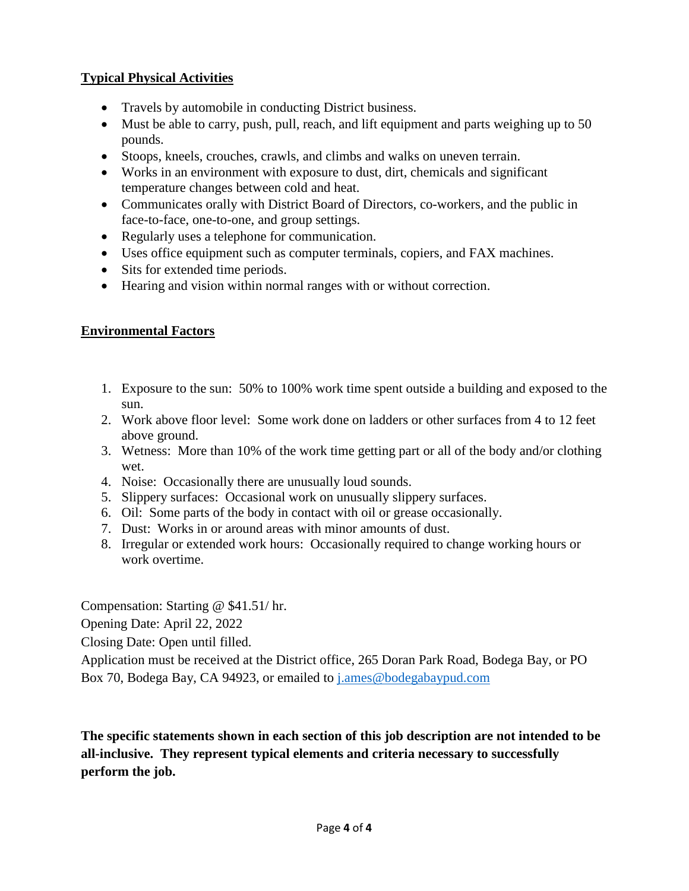**Typical Physical Activities**

- Travels by automobile in conducting District business.
- Must be able to carry, push, pull, reach, and lift equipment and parts weighing up to 50 pounds.
- Stoops, kneels, crouches, crawls, and climbs and walks on uneven terrain.
- Works in an environment with exposure to dust, dirt, chemicals and significant temperature changes between cold and heat.
- Communicates orally with District Board of Directors, co-workers, and the public in face-to-face, one-to-one, and group settings.
- Regularly uses a telephone for communication.
- Uses office equipment such as computer terminals, copiers, and FAX machines.
- Sits for extended time periods.
- Hearing and vision within normal ranges with or without correction.

**Environmental Factors**

1. Exposure to the sun: 50% to 100% work time spent outside a building and exposed to the sun.
2. Work above floor level: Some work done on ladders or other surfaces from 4 to 12 feet above ground.
3. Wetness: More than 10% of the work time getting part or all of the body and/or clothing wet.
4. Noise: Occasionally there are unusually loud sounds.
5. Slippery surfaces: Occasional work on unusually slippery surfaces.
6. Oil: Some parts of the body in contact with oil or grease occasionally.
7. Dust: Works in or around areas with minor amounts of dust.
8. Irregular or extended work hours: Occasionally required to change working hours or work overtime.

Compensation: Starting @ $41.51/ hr.

Opening Date: April 22, 2022

Closing Date: Open until filled.

Application must be received at the District office, 265 Doran Park Road, Bodega Bay, or PO Box 70, Bodega Bay, CA 94923, or emailed to j.ames@bodegabaypud.com

**The specific statements shown in each section of this job description are not intended to be all-inclusive. They represent typical elements and criteria necessary to successfully perform the job.**